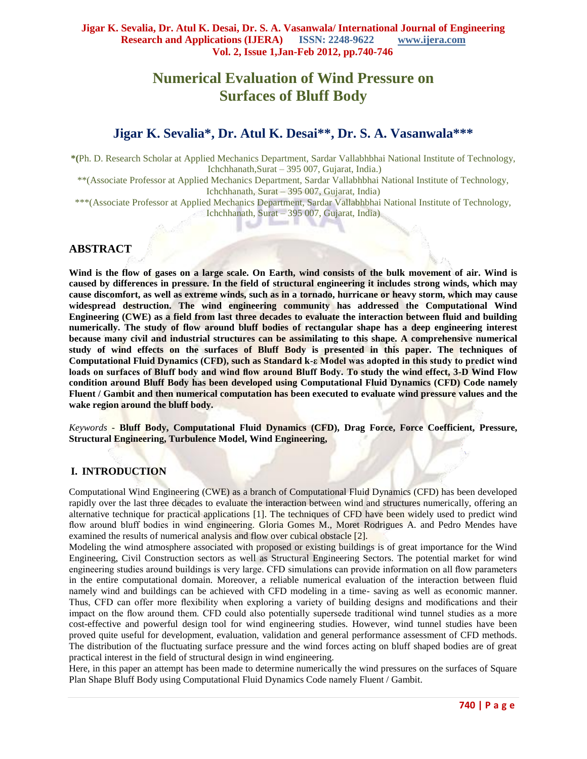# Numerical Evaluation of Wind Pressure on Surfaces of Bluff Body

## Jigar K. Sevalia*, Dr. Atul K. Desai**, Dr. S. A. Vasanwala***

*(Ph. D. Research Scholar at Applied Mechanics Department, Sardar Vallabhbhai National Institute of Technology, Ichchhanath,Surat – 395 007, Gujarat, India.)

**(Associate Professor at Applied Mechanics Department, Sardar Vallabhbhai National Institute of Technology, Ichchhanath, Surat – 395 007, Gujarat, India)

***(Associate Professor at Applied Mechanics Department, Sardar Vallabhbhai National Institute of Technology, Ichchhanath, Surat – 395 007, Gujarat, India)

## ABSTRACT

**Wind is the flow of gases on a large scale. On Earth, wind consists of the bulk movement of air. Wind is caused by differences in pressure. In the field of structural engineering it includes strong winds, which may cause discomfort, as well as extreme winds, such as in a tornado, hurricane or heavy storm, which may cause widespread destruction. The wind engineering community has addressed the Computational Wind Engineering (CWE) as a field from last three decades to evaluate the interaction between fluid and building numerically. The study of flow around bluff bodies of rectangular shape has a deep engineering interest because many civil and industrial structures can be assimilating to this shape. A comprehensive numerical study of wind effects on the surfaces of Bluff Body is presented in this paper. The techniques of Computational Fluid Dynamics (CFD), such as Standard k-ε Model was adopted in this study to predict wind loads on surfaces of Bluff body and wind flow around Bluff Body. To study the wind effect, 3-D Wind Flow condition around Bluff Body has been developed using Computational Fluid Dynamics (CFD) Code namely Fluent / Gambit and then numerical computation has been executed to evaluate wind pressure values and the wake region around the bluff body.**

*Keywords* - **Bluff Body, Computational Fluid Dynamics (CFD), Drag Force, Force Coefficient, Pressure, Structural Engineering, Turbulence Model, Wind Engineering,**

## I. INTRODUCTION

Computational Wind Engineering (CWE) as a branch of Computational Fluid Dynamics (CFD) has been developed rapidly over the last three decades to evaluate the interaction between wind and structures numerically, offering an alternative technique for practical applications [1]. The techniques of CFD have been widely used to predict wind flow around bluff bodies in wind engineering. Gloria Gomes M., Moret Rodrigues A. and Pedro Mendes have examined the results of numerical analysis and flow over cubical obstacle [2].

Modeling the wind atmosphere associated with proposed or existing buildings is of great importance for the Wind Engineering, Civil Construction sectors as well as Structural Engineering Sectors. The potential market for wind engineering studies around buildings is very large. CFD simulations can provide information on all flow parameters in the entire computational domain. Moreover, a reliable numerical evaluation of the interaction between fluid namely wind and buildings can be achieved with CFD modeling in a time- saving as well as economic manner. Thus, CFD can offer more flexibility when exploring a variety of building designs and modifications and their impact on the flow around them. CFD could also potentially supersede traditional wind tunnel studies as a more cost-effective and powerful design tool for wind engineering studies. However, wind tunnel studies have been proved quite useful for development, evaluation, validation and general performance assessment of CFD methods. The distribution of the fluctuating surface pressure and the wind forces acting on bluff shaped bodies are of great practical interest in the field of structural design in wind engineering.

Here, in this paper an attempt has been made to determine numerically the wind pressures on the surfaces of Square Plan Shape Bluff Body using Computational Fluid Dynamics Code namely Fluent / Gambit.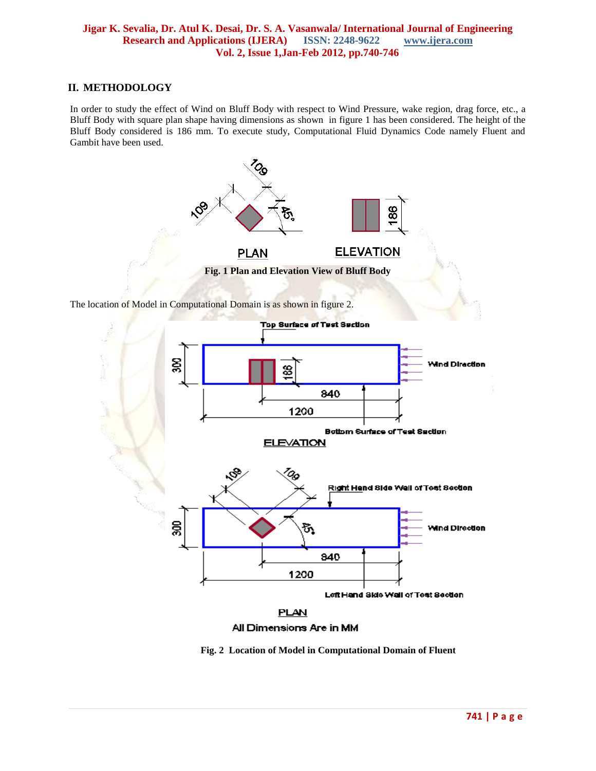## II. METHODOLOGY

In order to study the effect of Wind on Bluff Body with respect to Wind Pressure, wake region, drag force, etc., a Bluff Body with square plan shape having dimensions as shown in figure 1 has been considered. The height of the Bluff Body considered is 186 mm. To execute study, Computational Fluid Dynamics Code namely Fluent and Gambit have been used.

**Fig. 1 Plan and Elevation View of Bluff Body**

The location of Model in Computational Domain is as shown in figure 2.

**Fig. 2 Location of Model in Computational Domain of Fluent**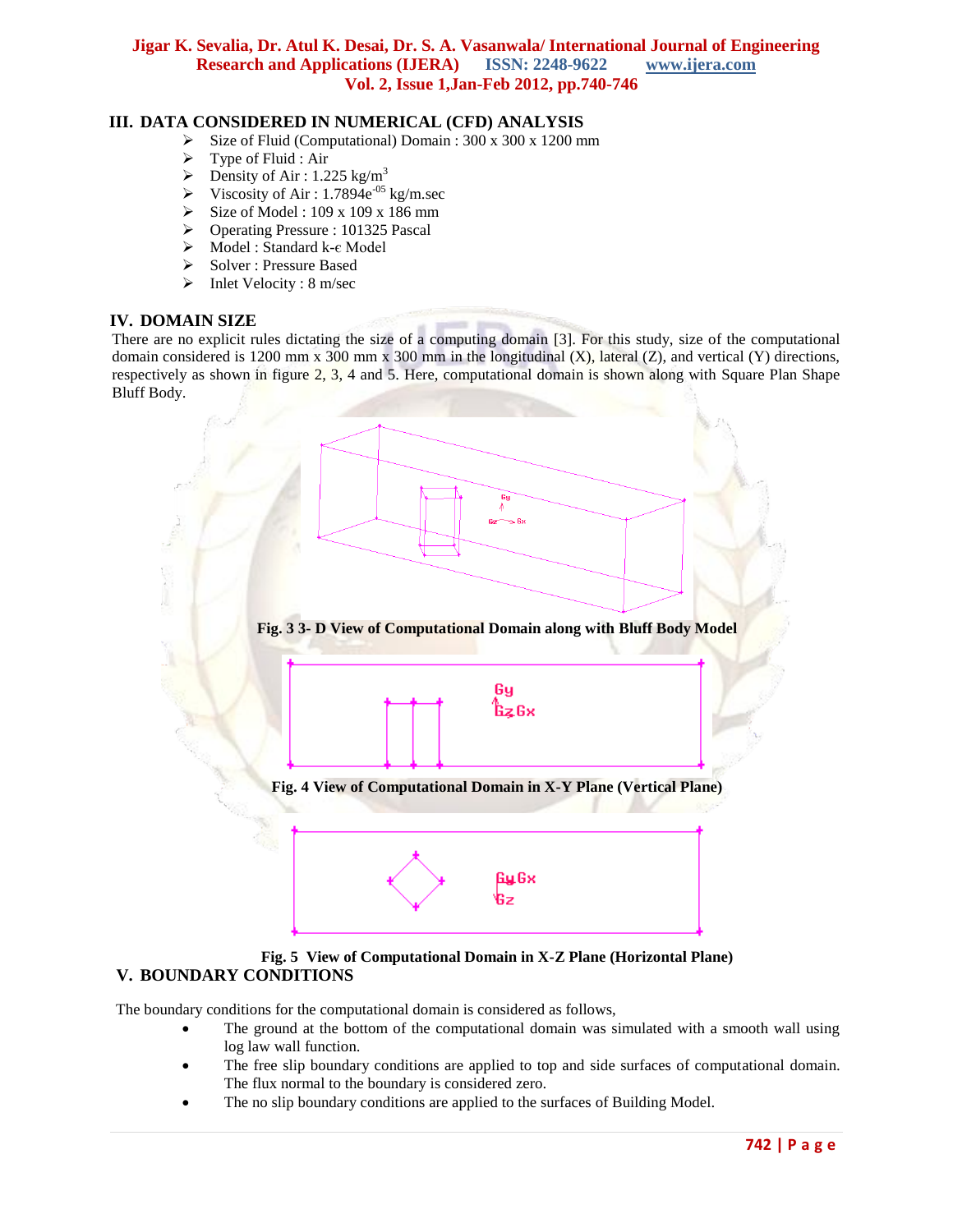## III. DATA CONSIDERED IN NUMERICAL (CFD) ANALYSIS

- Size of Fluid (Computational) Domain : 300 x 300 x 1200 mm
- Type of Fluid : Air
- Density of Air : 1.225 $kg/m^3$
- Viscosity of Air : 1.7894$e^{-05}$ kg/m.sec
- Size of Model : 109 x 109 x 186 mm
- Operating Pressure : 101325 Pascal
- Model : Standard k-ϵ Model
- Solver : Pressure Based
- Inlet Velocity : 8 m/sec

## IV. DOMAIN SIZE

There are no explicit rules dictating the size of a computing domain [3]. For this study, size of the computational domain considered is 1200 mm x 300 mm x 300 mm in the longitudinal (X), lateral (Z), and vertical (Y) directions, respectively as shown in figure 2, 3, 4 and 5. Here, computational domain is shown along with Square Plan Shape Bluff Body.

**Fig. 3 3- D View of Computational Domain along with Bluff Body Model**

**Fig. 4 View of Computational Domain in X-Y Plane (Vertical Plane)**

**Fig. 5 View of Computational Domain in X-Z Plane (Horizontal Plane)**

## V. BOUNDARY CONDITIONS

The boundary conditions for the computational domain is considered as follows,

- The ground at the bottom of the computational domain was simulated with a smooth wall using log law wall function.
- The free slip boundary conditions are applied to top and side surfaces of computational domain. The flux normal to the boundary is considered zero.
- The no slip boundary conditions are applied to the surfaces of Building Model.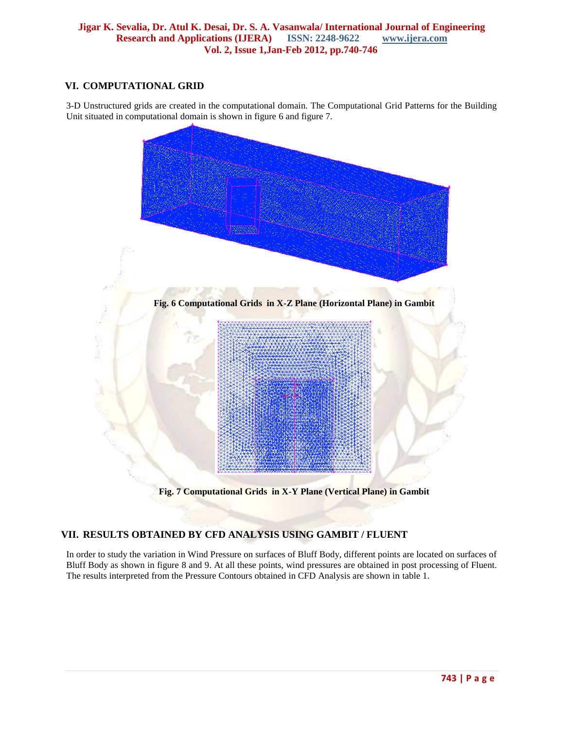## VI. COMPUTATIONAL GRID

3-D Unstructured grids are created in the computational domain. The Computational Grid Patterns for the Building Unit situated in computational domain is shown in figure 6 and figure 7.

**Fig. 6 Computational Grids in X-Z Plane (Horizontal Plane) in Gambit**

**Fig. 7 Computational Grids in X-Y Plane (Vertical Plane) in Gambit**

## VII. RESULTS OBTAINED BY CFD ANALYSIS USING GAMBIT / FLUENT

In order to study the variation in Wind Pressure on surfaces of Bluff Body, different points are located on surfaces of Bluff Body as shown in figure 8 and 9. At all these points, wind pressures are obtained in post processing of Fluent. The results interpreted from the Pressure Contours obtained in CFD Analysis are shown in table 1.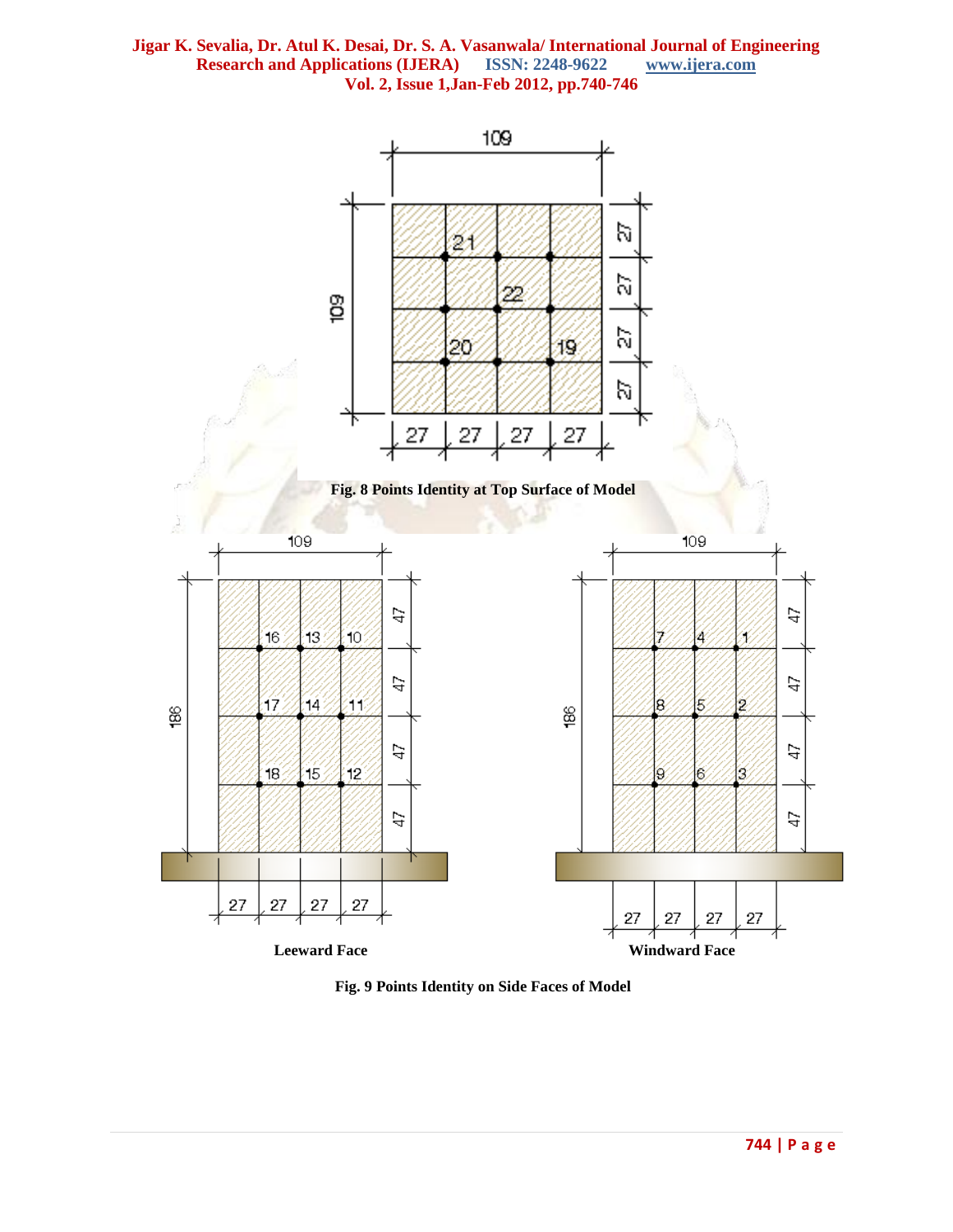Fig. 8 Points Identity at Top Surface of Model

Leeward Face

Windward Face

Fig. 9 Points Identity on Side Faces of Model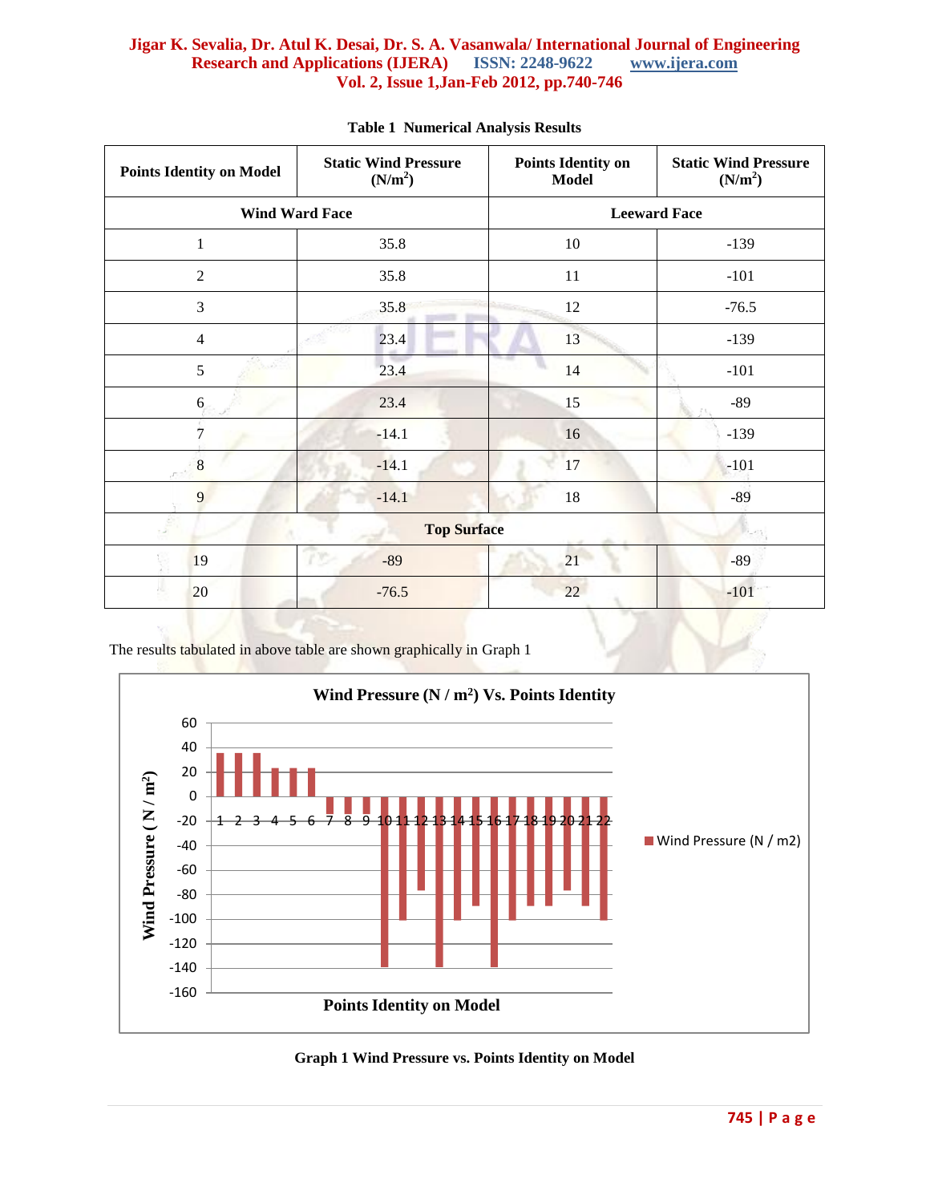**Table 1 Numerical Analysis Results**

| Points Identity on Model | Static Wind Pressure ($N/m^2$) | Points Identity on Model | Static Wind Pressure ($N/m^2$) |
|---|---|---|---|
| **Wind Ward Face** | | **Leeward Face** | |
| 1 | 35.8 | 10 | -139 |
| 2 | 35.8 | 11 | -101 |
| 3 | 35.8 | 12 | -76.5 |
| 4 | 23.4 | 13 | -139 |
| 5 | 23.4 | 14 | -101 |
| 6 | 23.4 | 15 | -89 |
| 7 | -14.1 | 16 | -139 |
| 8 | -14.1 | 17 | -101 |
| 9 | -14.1 | 18 | -89 |
| **Top Surface** | | | |
| 19 | -89 | 21 | -89 |
| 20 | -76.5 | 22 | -101 |

The results tabulated in above table are shown graphically in Graph 1

**Wind Pressure ($N / m^2$) Vs. Points Identity**

Graph 1 Wind Pressure vs. Points Identity on Model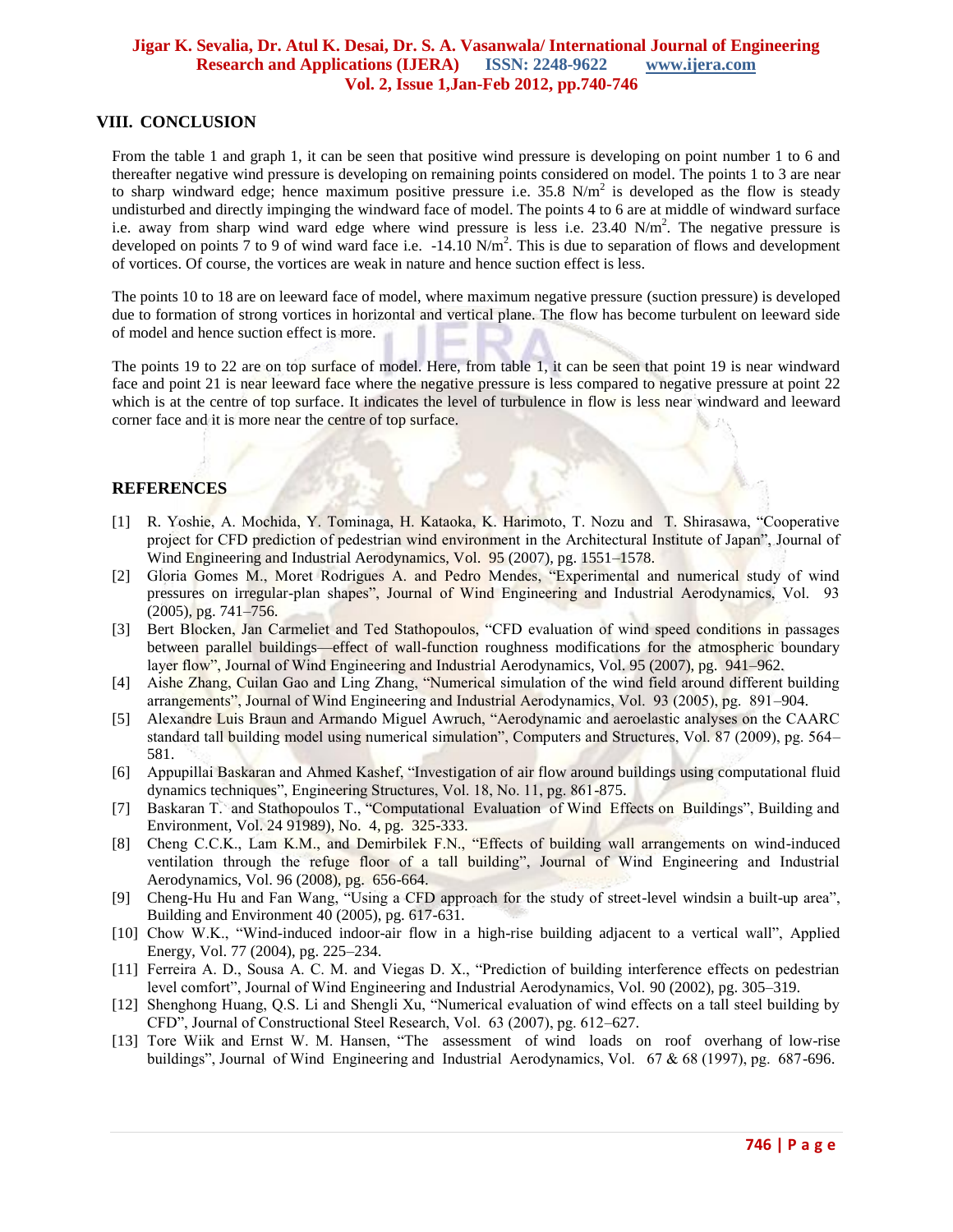## VIII. CONCLUSION

From the table 1 and graph 1, it can be seen that positive wind pressure is developing on point number 1 to 6 and thereafter negative wind pressure is developing on remaining points considered on model. The points 1 to 3 are near to sharp windward edge; hence maximum positive pressure i.e. 35.8 $N/m^2$ is developed as the flow is steady undisturbed and directly impinging the windward face of model. The points 4 to 6 are at middle of windward surface i.e. away from sharp wind ward edge where wind pressure is less i.e. 23.40 $N/m^2$. The negative pressure is developed on points 7 to 9 of wind ward face i.e. -14.10 $N/m^2$. This is due to separation of flows and development of vortices. Of course, the vortices are weak in nature and hence suction effect is less.

The points 10 to 18 are on leeward face of model, where maximum negative pressure (suction pressure) is developed due to formation of strong vortices in horizontal and vertical plane. The flow has become turbulent on leeward side of model and hence suction effect is more.

The points 19 to 22 are on top surface of model. Here, from table 1, it can be seen that point 19 is near windward face and point 21 is near leeward face where the negative pressure is less compared to negative pressure at point 22 which is at the centre of top surface. It indicates the level of turbulence in flow is less near windward and leeward corner face and it is more near the centre of top surface.

## REFERENCES

[1] R. Yoshie, A. Mochida, Y. Tominaga, H. Kataoka, K. Harimoto, T. Nozu and T. Shirasawa, "Cooperative project for CFD prediction of pedestrian wind environment in the Architectural Institute of Japan", Journal of Wind Engineering and Industrial Aerodynamics, Vol. 95 (2007), pg. 1551–1578.

[2] Gloria Gomes M., Moret Rodrigues A. and Pedro Mendes, "Experimental and numerical study of wind pressures on irregular-plan shapes", Journal of Wind Engineering and Industrial Aerodynamics, Vol. 93 (2005), pg. 741–756.

[3] Bert Blocken, Jan Carmeliet and Ted Stathopoulos, "CFD evaluation of wind speed conditions in passages between parallel buildings—effect of wall-function roughness modifications for the atmospheric boundary layer flow", Journal of Wind Engineering and Industrial Aerodynamics, Vol. 95 (2007), pg. 941–962.

[4] Aishe Zhang, Cuilan Gao and Ling Zhang, "Numerical simulation of the wind field around different building arrangements", Journal of Wind Engineering and Industrial Aerodynamics, Vol. 93 (2005), pg. 891–904.

[5] Alexandre Luis Braun and Armando Miguel Awruch, "Aerodynamic and aeroelastic analyses on the CAARC standard tall building model using numerical simulation", Computers and Structures, Vol. 87 (2009), pg. 564–581.

[6] Appupillai Baskaran and Ahmed Kashef, "Investigation of air flow around buildings using computational fluid dynamics techniques", Engineering Structures, Vol. 18, No. 11, pg. 861-875.

[7] Baskaran T. and Stathopoulos T., "Computational Evaluation of Wind Effects on Buildings", Building and Environment, Vol. 24 91989), No. 4, pg. 325-333.

[8] Cheng C.C.K., Lam K.M., and Demirbilek F.N., "Effects of building wall arrangements on wind-induced ventilation through the refuge floor of a tall building", Journal of Wind Engineering and Industrial Aerodynamics, Vol. 96 (2008), pg. 656-664.

[9] Cheng-Hu Hu and Fan Wang, "Using a CFD approach for the study of street-level windsin a built-up area", Building and Environment 40 (2005), pg. 617-631.

[10] Chow W.K., "Wind-induced indoor-air flow in a high-rise building adjacent to a vertical wall", Applied Energy, Vol. 77 (2004), pg. 225–234.

[11] Ferreira A. D., Sousa A. C. M. and Viegas D. X., "Prediction of building interference effects on pedestrian level comfort", Journal of Wind Engineering and Industrial Aerodynamics, Vol. 90 (2002), pg. 305–319.

[12] Shenghong Huang, Q.S. Li and Shengli Xu, "Numerical evaluation of wind effects on a tall steel building by CFD", Journal of Constructional Steel Research, Vol. 63 (2007), pg. 612–627.

[13] Tore Wiik and Ernst W. M. Hansen, "The assessment of wind loads on roof overhang of low-rise buildings", Journal of Wind Engineering and Industrial Aerodynamics, Vol. 67 & 68 (1997), pg. 687-696.